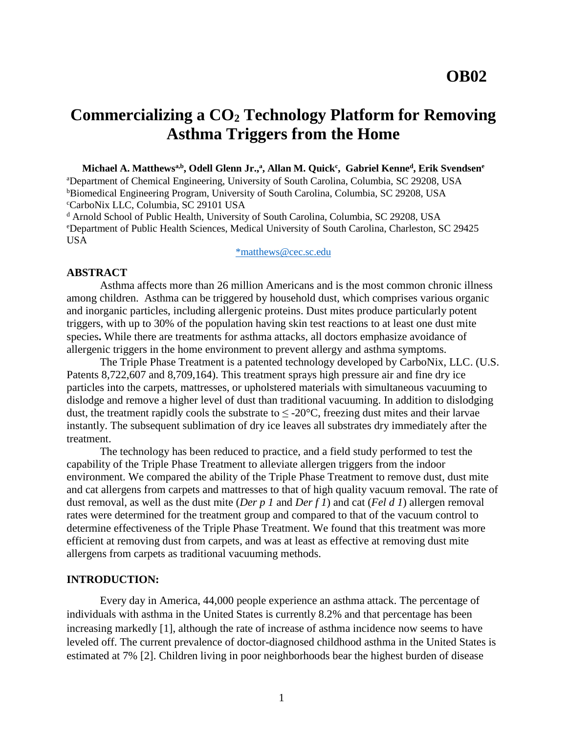OB02

# Commercializing a $CO_2$ Technology Platform for Removing Asthma Triggers from the Home

**Michael A. Matthews[a,b], Odell Glenn Jr.,[a], Allan M. Quick[c], Gabriel Kenne[d], Erik Svendsen[e]**

[a]Department of Chemical Engineering, University of South Carolina, Columbia, SC 29208, USA
[b]Biomedical Engineering Program, University of South Carolina, Columbia, SC 29208, USA
[c]CarboNix LLC, Columbia, SC 29101 USA
[d] Arnold School of Public Health, University of South Carolina, Columbia, SC 29208, USA
[e]Department of Public Health Sciences, Medical University of South Carolina, Charleston, SC 29425 USA

*matthews@cec.sc.edu

## ABSTRACT

Asthma affects more than 26 million Americans and is the most common chronic illness among children. Asthma can be triggered by household dust, which comprises various organic and inorganic particles, including allergenic proteins. Dust mites produce particularly potent triggers, with up to 30% of the population having skin test reactions to at least one dust mite species**.** While there are treatments for asthma attacks, all doctors emphasize avoidance of allergenic triggers in the home environment to prevent allergy and asthma symptoms.

The Triple Phase Treatment is a patented technology developed by CarboNix, LLC. (U.S. Patents 8,722,607 and 8,709,164). This treatment sprays high pressure air and fine dry ice particles into the carpets, mattresses, or upholstered materials with simultaneous vacuuming to dislodge and remove a higher level of dust than traditional vacuuming. In addition to dislodging dust, the treatment rapidly cools the substrate to $\leq$ -20°C, freezing dust mites and their larvae instantly. The subsequent sublimation of dry ice leaves all substrates dry immediately after the treatment.

The technology has been reduced to practice, and a field study performed to test the capability of the Triple Phase Treatment to alleviate allergen triggers from the indoor environment. We compared the ability of the Triple Phase Treatment to remove dust, dust mite and cat allergens from carpets and mattresses to that of high quality vacuum removal. The rate of dust removal, as well as the dust mite (*Der p 1* and *Der f 1*) and cat (*Fel d 1*) allergen removal rates were determined for the treatment group and compared to that of the vacuum control to determine effectiveness of the Triple Phase Treatment. We found that this treatment was more efficient at removing dust from carpets, and was at least as effective at removing dust mite allergens from carpets as traditional vacuuming methods.

## INTRODUCTION:

Every day in America, 44,000 people experience an asthma attack. The percentage of individuals with asthma in the United States is currently 8.2% and that percentage has been increasing markedly [1], although the rate of increase of asthma incidence now seems to have leveled off. The current prevalence of doctor-diagnosed childhood asthma in the United States is estimated at 7% [2]. Children living in poor neighborhoods bear the highest burden of disease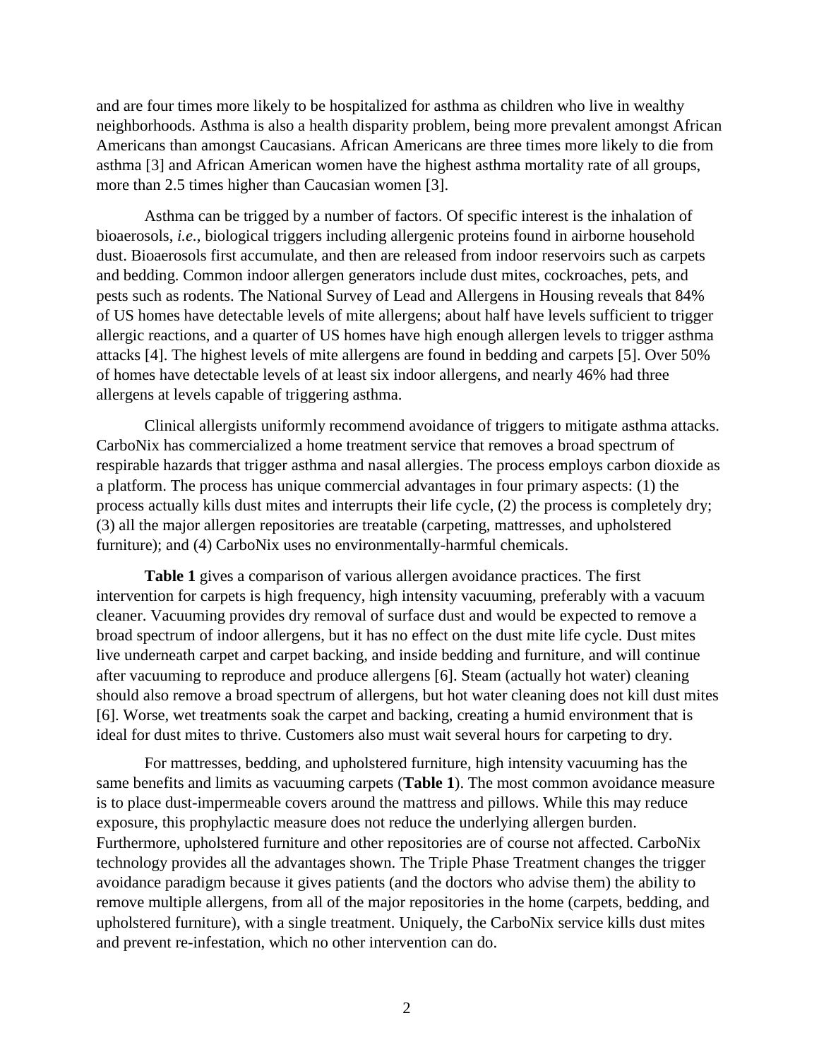and are four times more likely to be hospitalized for asthma as children who live in wealthy neighborhoods. Asthma is also a health disparity problem, being more prevalent amongst African Americans than amongst Caucasians. African Americans are three times more likely to die from asthma [3] and African American women have the highest asthma mortality rate of all groups, more than 2.5 times higher than Caucasian women [3].

Asthma can be trigged by a number of factors. Of specific interest is the inhalation of bioaerosols, *i.e.*, biological triggers including allergenic proteins found in airborne household dust. Bioaerosols first accumulate, and then are released from indoor reservoirs such as carpets and bedding. Common indoor allergen generators include dust mites, cockroaches, pets, and pests such as rodents. The National Survey of Lead and Allergens in Housing reveals that 84% of US homes have detectable levels of mite allergens; about half have levels sufficient to trigger allergic reactions, and a quarter of US homes have high enough allergen levels to trigger asthma attacks [4]. The highest levels of mite allergens are found in bedding and carpets [5]. Over 50% of homes have detectable levels of at least six indoor allergens, and nearly 46% had three allergens at levels capable of triggering asthma.

Clinical allergists uniformly recommend avoidance of triggers to mitigate asthma attacks. CarboNix has commercialized a home treatment service that removes a broad spectrum of respirable hazards that trigger asthma and nasal allergies. The process employs carbon dioxide as a platform. The process has unique commercial advantages in four primary aspects: (1) the process actually kills dust mites and interrupts their life cycle, (2) the process is completely dry; (3) all the major allergen repositories are treatable (carpeting, mattresses, and upholstered furniture); and (4) CarboNix uses no environmentally-harmful chemicals.

**Table 1** gives a comparison of various allergen avoidance practices. The first intervention for carpets is high frequency, high intensity vacuuming, preferably with a vacuum cleaner. Vacuuming provides dry removal of surface dust and would be expected to remove a broad spectrum of indoor allergens, but it has no effect on the dust mite life cycle. Dust mites live underneath carpet and carpet backing, and inside bedding and furniture, and will continue after vacuuming to reproduce and produce allergens [6]. Steam (actually hot water) cleaning should also remove a broad spectrum of allergens, but hot water cleaning does not kill dust mites [6]. Worse, wet treatments soak the carpet and backing, creating a humid environment that is ideal for dust mites to thrive. Customers also must wait several hours for carpeting to dry.

For mattresses, bedding, and upholstered furniture, high intensity vacuuming has the same benefits and limits as vacuuming carpets (**Table 1**). The most common avoidance measure is to place dust-impermeable covers around the mattress and pillows. While this may reduce exposure, this prophylactic measure does not reduce the underlying allergen burden. Furthermore, upholstered furniture and other repositories are of course not affected. CarboNix technology provides all the advantages shown. The Triple Phase Treatment changes the trigger avoidance paradigm because it gives patients (and the doctors who advise them) the ability to remove multiple allergens, from all of the major repositories in the home (carpets, bedding, and upholstered furniture), with a single treatment. Uniquely, the CarboNix service kills dust mites and prevent re-infestation, which no other intervention can do.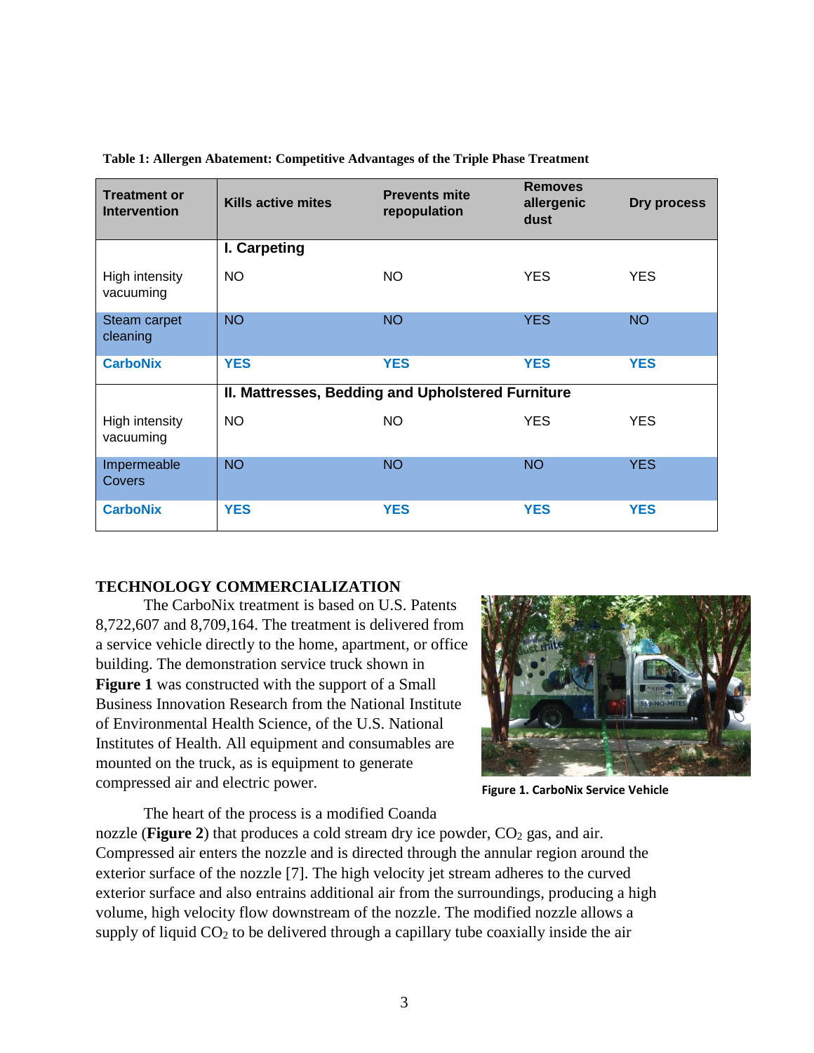**Table 1: Allergen Abatement: Competitive Advantages of the Triple Phase Treatment**

| Treatment or Intervention | Kills active mites | Prevents mite repopulation | Removes allergenic dust | Dry process |
|---|---|---|---|---|
| | **I. Carpeting** | | | |
| High intensity vacuuming | NO | NO | YES | YES |
| Steam carpet cleaning | NO | NO | YES | NO |
| **CarboNix** | **YES** | **YES** | **YES** | **YES** |
| | **II. Mattresses, Bedding and Upholstered Furniture** | | | |
| High intensity vacuuming | NO | NO | YES | YES |
| Impermeable Covers | NO | NO | NO | YES |
| **CarboNix** | **YES** | **YES** | **YES** | **YES** |

## TECHNOLOGY COMMERCIALIZATION

The CarboNix treatment is based on U.S. Patents 8,722,607 and 8,709,164. The treatment is delivered from a service vehicle directly to the home, apartment, or office building. The demonstration service truck shown in **Figure 1** was constructed with the support of a Small Business Innovation Research from the National Institute of Environmental Health Science, of the U.S. National Institutes of Health. All equipment and consumables are mounted on the truck, as is equipment to generate compressed air and electric power.

**Figure 1. CarboNix Service Vehicle**

The heart of the process is a modified Coanda nozzle (**Figure 2**) that produces a cold stream dry ice powder, $CO_2$ gas, and air. Compressed air enters the nozzle and is directed through the annular region around the exterior surface of the nozzle [7]. The high velocity jet stream adheres to the curved exterior surface and also entrains additional air from the surroundings, producing a high volume, high velocity flow downstream of the nozzle. The modified nozzle allows a supply of liquid $CO_2$ to be delivered through a capillary tube coaxially inside the air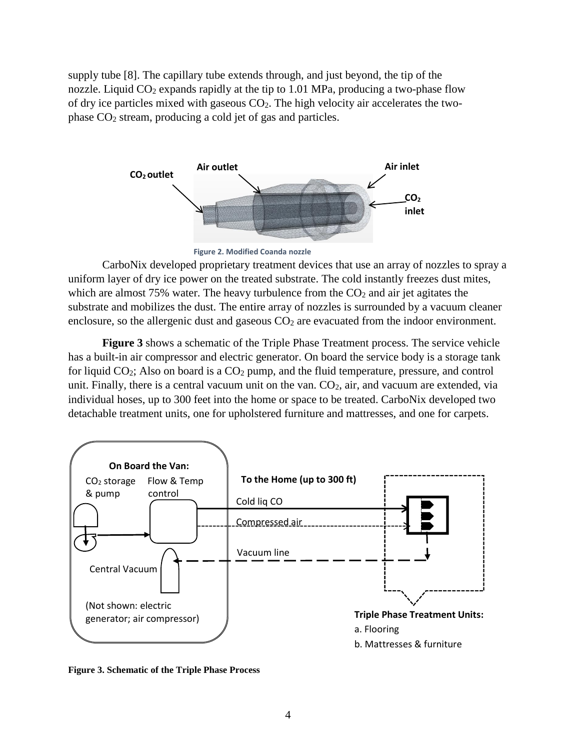supply tube [8]. The capillary tube extends through, and just beyond, the tip of the nozzle. Liquid $CO_2$ expands rapidly at the tip to 1.01 MPa, producing a two-phase flow of dry ice particles mixed with gaseous $CO_2$. The high velocity air accelerates the two-phase $CO_2$ stream, producing a cold jet of gas and particles.

Figure 2. Modified Coanda nozzle

CarboNix developed proprietary treatment devices that use an array of nozzles to spray a uniform layer of dry ice power on the treated substrate. The cold instantly freezes dust mites, which are almost 75% water. The heavy turbulence from the $CO_2$ and air jet agitates the substrate and mobilizes the dust. The entire array of nozzles is surrounded by a vacuum cleaner enclosure, so the allergenic dust and gaseous $CO_2$ are evacuated from the indoor environment.

**Figure 3** shows a schematic of the Triple Phase Treatment process. The service vehicle has a built-in air compressor and electric generator. On board the service body is a storage tank for liquid $CO_2$; Also on board is a $CO_2$ pump, and the fluid temperature, pressure, and control unit. Finally, there is a central vacuum unit on the van. $CO_2$, air, and vacuum are extended, via individual hoses, up to 300 feet into the home or space to be treated. CarboNix developed two detachable treatment units, one for upholstered furniture and mattresses, and one for carpets.

**Figure 3. Schematic of the Triple Phase Process**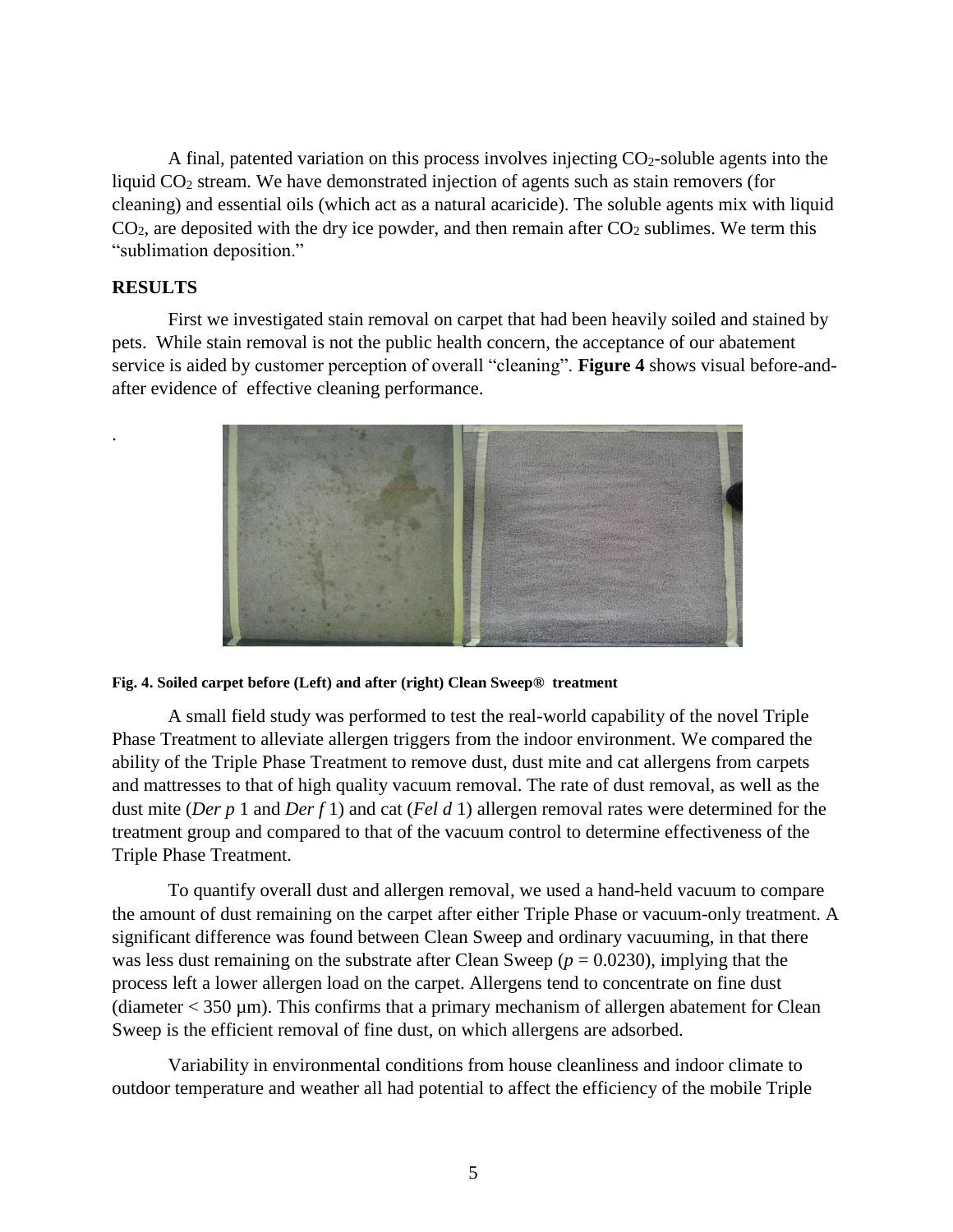A final, patented variation on this process involves injecting $CO_2$-soluble agents into the liquid $CO_2$ stream. We have demonstrated injection of agents such as stain removers (for cleaning) and essential oils (which act as a natural acaricide). The soluble agents mix with liquid $CO_2$, are deposited with the dry ice powder, and then remain after $CO_2$ sublimes. We term this "sublimation deposition."

## RESULTS

First we investigated stain removal on carpet that had been heavily soiled and stained by pets. While stain removal is not the public health concern, the acceptance of our abatement service is aided by customer perception of overall "cleaning". **Figure 4** shows visual before-and-after evidence of effective cleaning performance.

**Fig. 4. Soiled carpet before (Left) and after (right) Clean Sweep® treatment**

A small field study was performed to test the real-world capability of the novel Triple Phase Treatment to alleviate allergen triggers from the indoor environment. We compared the ability of the Triple Phase Treatment to remove dust, dust mite and cat allergens from carpets and mattresses to that of high quality vacuum removal. The rate of dust removal, as well as the dust mite (*Der p* 1 and *Der f* 1) and cat (*Fel d* 1) allergen removal rates were determined for the treatment group and compared to that of the vacuum control to determine effectiveness of the Triple Phase Treatment.

To quantify overall dust and allergen removal, we used a hand-held vacuum to compare the amount of dust remaining on the carpet after either Triple Phase or vacuum-only treatment. A significant difference was found between Clean Sweep and ordinary vacuuming, in that there was less dust remaining on the substrate after Clean Sweep ($p = 0.0230$), implying that the process left a lower allergen load on the carpet. Allergens tend to concentrate on fine dust (diameter < 350 μm). This confirms that a primary mechanism of allergen abatement for Clean Sweep is the efficient removal of fine dust, on which allergens are adsorbed.

Variability in environmental conditions from house cleanliness and indoor climate to outdoor temperature and weather all had potential to affect the efficiency of the mobile Triple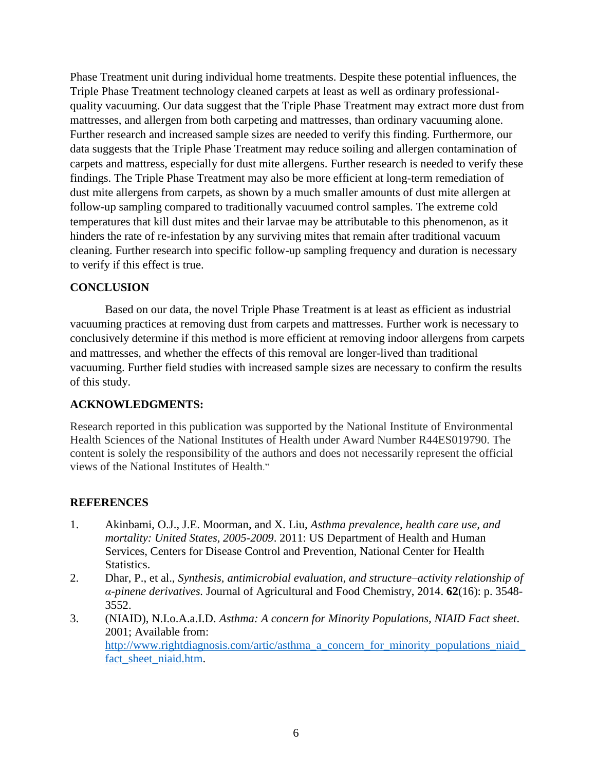Phase Treatment unit during individual home treatments. Despite these potential influences, the Triple Phase Treatment technology cleaned carpets at least as well as ordinary professional-quality vacuuming. Our data suggest that the Triple Phase Treatment may extract more dust from mattresses, and allergen from both carpeting and mattresses, than ordinary vacuuming alone. Further research and increased sample sizes are needed to verify this finding. Furthermore, our data suggests that the Triple Phase Treatment may reduce soiling and allergen contamination of carpets and mattress, especially for dust mite allergens. Further research is needed to verify these findings. The Triple Phase Treatment may also be more efficient at long-term remediation of dust mite allergens from carpets, as shown by a much smaller amounts of dust mite allergen at follow-up sampling compared to traditionally vacuumed control samples. The extreme cold temperatures that kill dust mites and their larvae may be attributable to this phenomenon, as it hinders the rate of re-infestation by any surviving mites that remain after traditional vacuum cleaning. Further research into specific follow-up sampling frequency and duration is necessary to verify if this effect is true.

## CONCLUSION

Based on our data, the novel Triple Phase Treatment is at least as efficient as industrial vacuuming practices at removing dust from carpets and mattresses. Further work is necessary to conclusively determine if this method is more efficient at removing indoor allergens from carpets and mattresses, and whether the effects of this removal are longer-lived than traditional vacuuming. Further field studies with increased sample sizes are necessary to confirm the results of this study.

## ACKNOWLEDGMENTS:

Research reported in this publication was supported by the National Institute of Environmental Health Sciences of the National Institutes of Health under Award Number R44ES019790. The content is solely the responsibility of the authors and does not necessarily represent the official views of the National Institutes of Health."

## REFERENCES

1. Akinbami, O.J., J.E. Moorman, and X. Liu, *Asthma prevalence, health care use, and mortality: United States, 2005-2009*. 2011: US Department of Health and Human Services, Centers for Disease Control and Prevention, National Center for Health Statistics.
2. Dhar, P., et al., *Synthesis, antimicrobial evaluation, and structure–activity relationship of α-pinene derivatives.* Journal of Agricultural and Food Chemistry, 2014. **62**(16): p. 3548-3552.
3. (NIAID), N.I.o.A.a.I.D. *Asthma: A concern for Minority Populations, NIAID Fact sheet*. 2001; Available from: http://www.rightdiagnosis.com/artic/asthma_a_concern_for_minority_populations_niaid_fact_sheet_niaid.htm.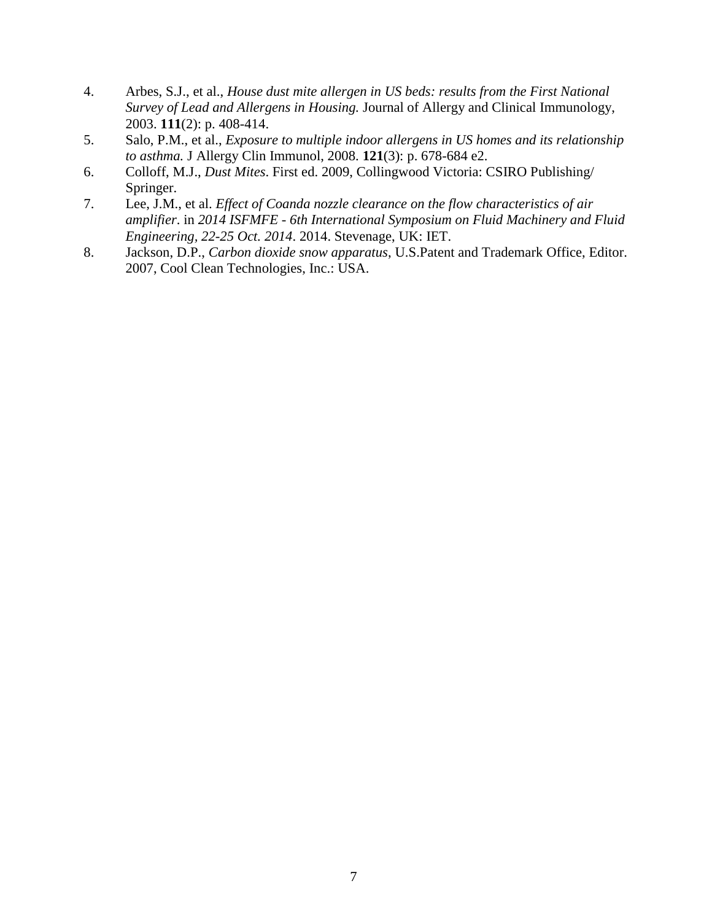4. Arbes, S.J., et al., *House dust mite allergen in US beds: results from the First National Survey of Lead and Allergens in Housing.* Journal of Allergy and Clinical Immunology, 2003. **111**(2): p. 408-414.
5. Salo, P.M., et al., *Exposure to multiple indoor allergens in US homes and its relationship to asthma.* J Allergy Clin Immunol, 2008. **121**(3): p. 678-684 e2.
6. Colloff, M.J., *Dust Mites*. First ed. 2009, Collingwood Victoria: CSIRO Publishing/ Springer.
7. Lee, J.M., et al. *Effect of Coanda nozzle clearance on the flow characteristics of air amplifier*. in *2014 ISFMFE - 6th International Symposium on Fluid Machinery and Fluid Engineering, 22-25 Oct. 2014*. 2014. Stevenage, UK: IET.
8. Jackson, D.P., *Carbon dioxide snow apparatus*, U.S.Patent and Trademark Office, Editor. 2007, Cool Clean Technologies, Inc.: USA.